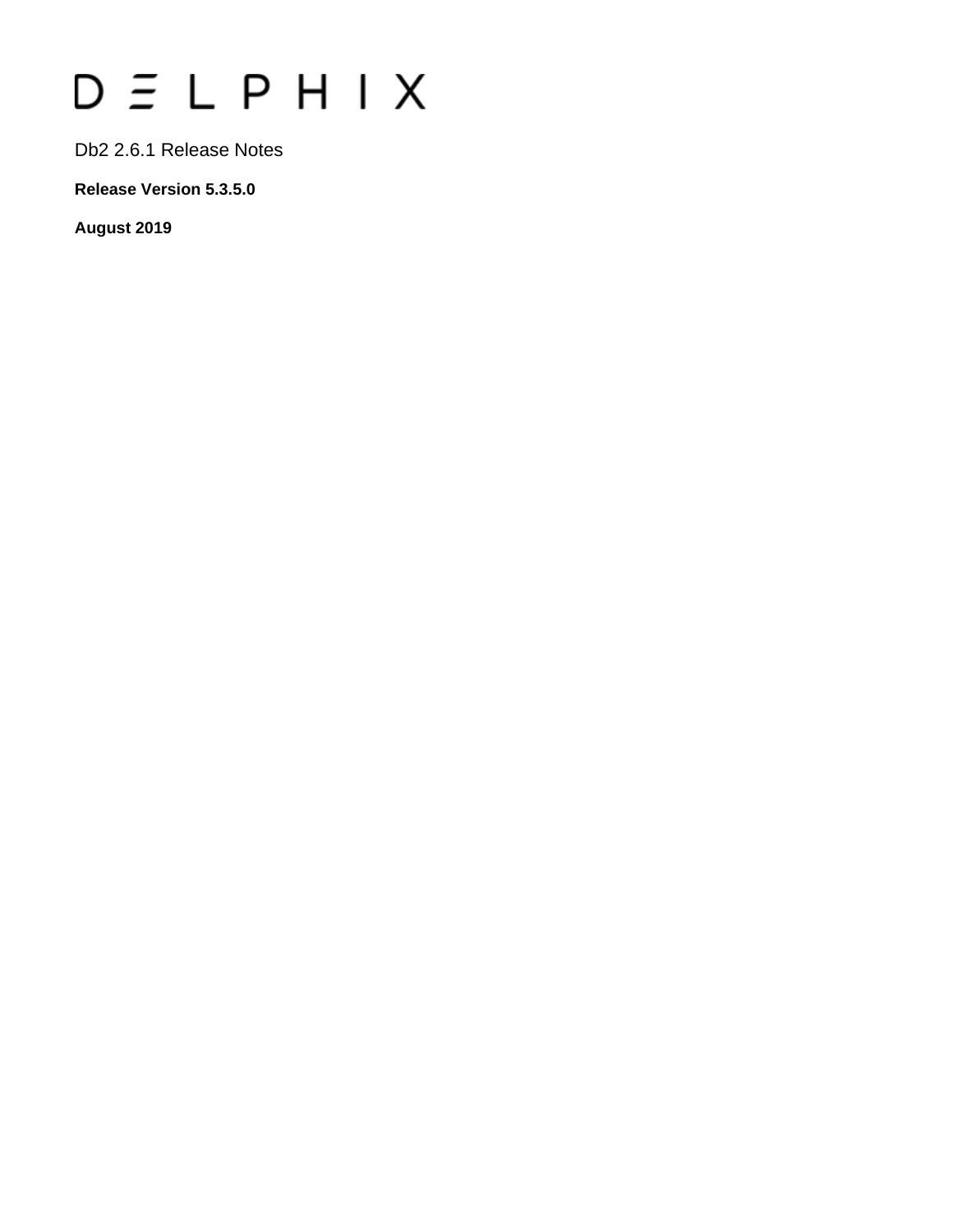# DELPHIX

Db2 2.6.1 Release Notes

**Release Version 5.3.5.0**

**August 2019**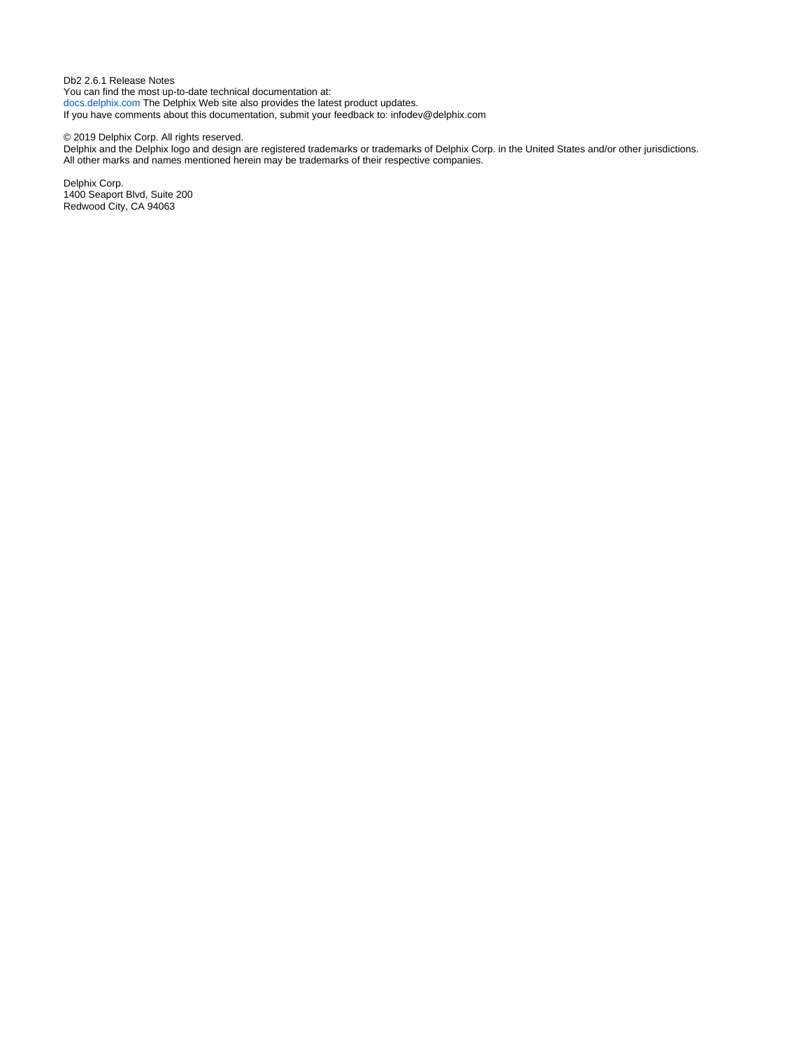Db2 2.6.1 Release Notes

You can find the most up-to-date technical documentation at:

docs.delphix.com The Delphix Web site also provides the latest product updates.

If you have comments about this documentation, submit your feedback to: infodev@delphix.com

© 2019 Delphix Corp. All rights reserved.

Delphix and the Delphix logo and design are registered trademarks or trademarks of Delphix Corp. in the United States and/or other jurisdictions.

All other marks and names mentioned herein may be trademarks of their respective companies.

Delphix Corp.

1400 Seaport Blvd, Suite 200

Redwood City, CA 94063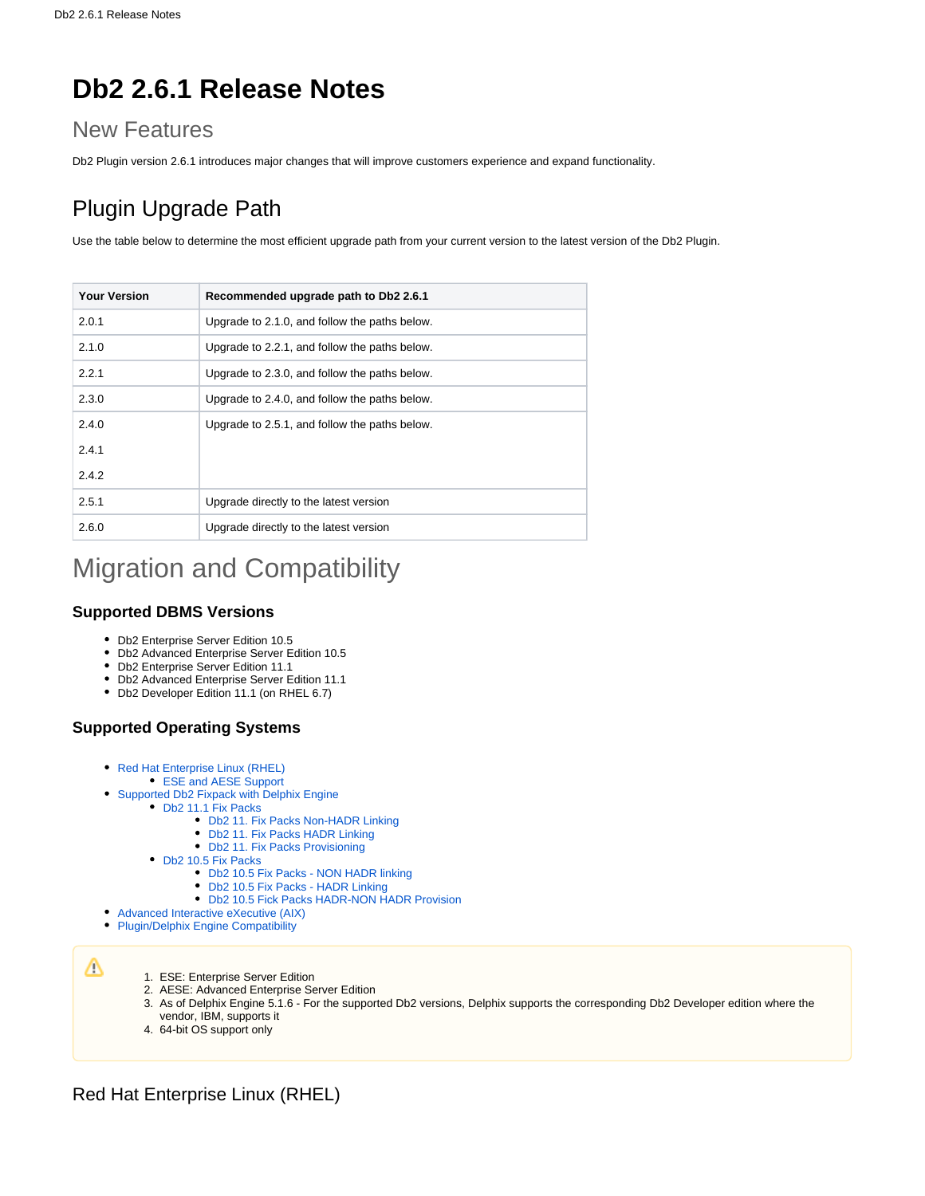# Db2 2.6.1 Release Notes

## New Features

Db2 Plugin version 2.6.1 introduces major changes that will improve customers experience and expand functionality.

## Plugin Upgrade Path

Use the table below to determine the most efficient upgrade path from your current version to the latest version of the Db2 Plugin.

| Your Version | Recommended upgrade path to Db2 2.6.1 |
| --- | --- |
| 2.0.1 | Upgrade to 2.1.0, and follow the paths below. |
| 2.1.0 | Upgrade to 2.2.1, and follow the paths below. |
| 2.2.1 | Upgrade to 2.3.0, and follow the paths below. |
| 2.3.0 | Upgrade to 2.4.0, and follow the paths below. |
| 2.4.0<br>2.4.1<br>2.4.2 | Upgrade to 2.5.1, and follow the paths below. |
| 2.5.1 | Upgrade directly to the latest version |
| 2.6.0 | Upgrade directly to the latest version |

# Migration and Compatibility

### Supported DBMS Versions

- Db2 Enterprise Server Edition 10.5
- Db2 Advanced Enterprise Server Edition 10.5
- Db2 Enterprise Server Edition 11.1
- Db2 Advanced Enterprise Server Edition 11.1
- Db2 Developer Edition 11.1 (on RHEL 6.7)

### Supported Operating Systems

- Red Hat Enterprise Linux (RHEL)
  - ESE and AESE Support
- Supported Db2 Fixpack with Delphix Engine
  - Db2 11.1 Fix Packs
    - Db2 11. Fix Packs Non-HADR Linking
    - Db2 11. Fix Packs HADR Linking
    - Db2 11. Fix Packs Provisioning
  - Db2 10.5 Fix Packs
    - Db2 10.5 Fix Packs - NON HADR linking
    - Db2 10.5 Fix Packs - HADR Linking
    - Db2 10.5 Fick Packs HADR-NON HADR Provision
- Advanced Interactive eXecutive (AIX)
- Plugin/Delphix Engine Compatibility

1. ESE: Enterprise Server Edition
2. AESE: Advanced Enterprise Server Edition
3. As of Delphix Engine 5.1.6 - For the supported Db2 versions, Delphix supports the corresponding Db2 Developer edition where the vendor, IBM, supports it
4. 64-bit OS support only

## Red Hat Enterprise Linux (RHEL)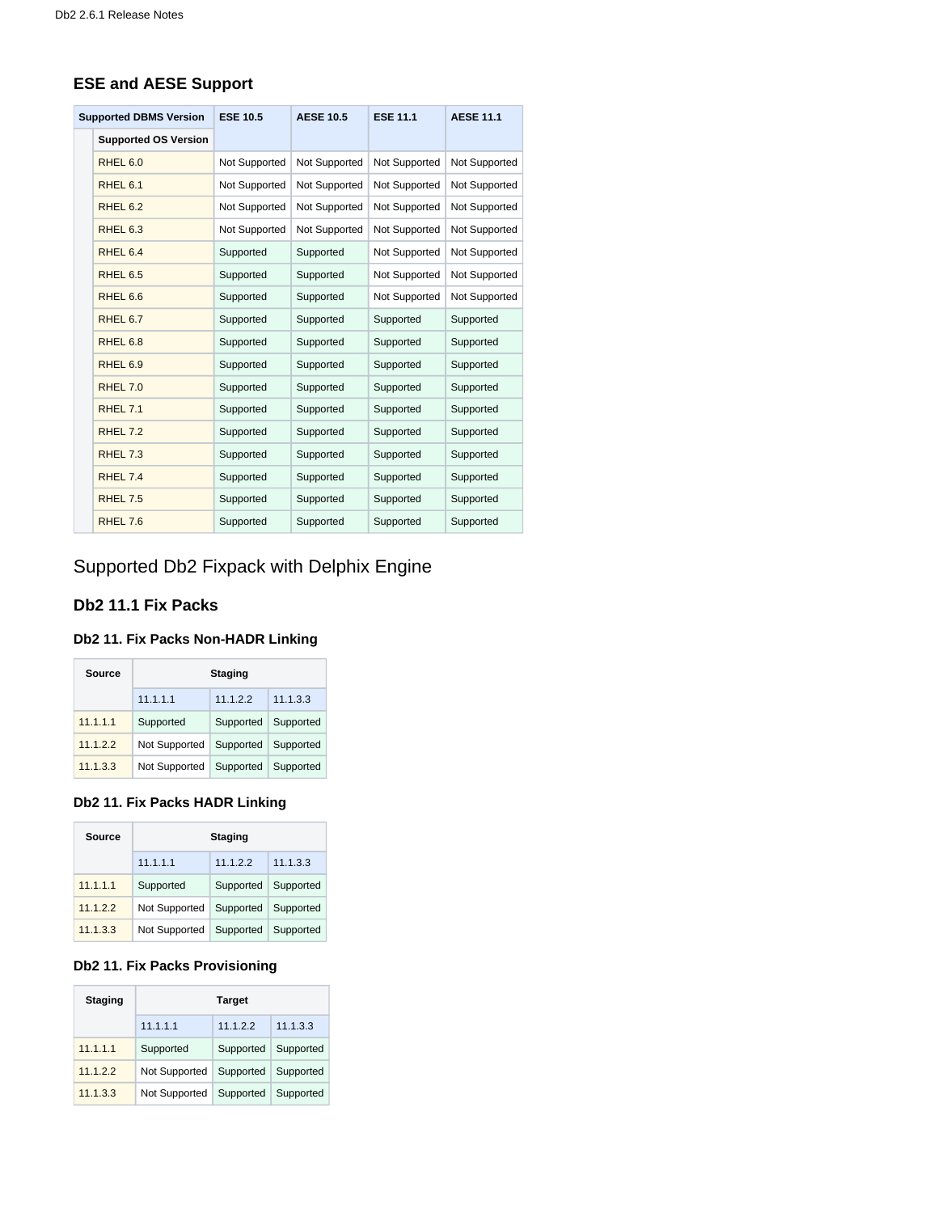### ESE and AESE Support

| Supported DBMS Version | ESE 10.5 | AESE 10.5 | ESE 11.1 | AESE 11.1 |
|---|---|---|---|---|
| Supported OS Version | | | | |
| RHEL 6.0 | Not Supported | Not Supported | Not Supported | Not Supported |
| RHEL 6.1 | Not Supported | Not Supported | Not Supported | Not Supported |
| RHEL 6.2 | Not Supported | Not Supported | Not Supported | Not Supported |
| RHEL 6.3 | Not Supported | Not Supported | Not Supported | Not Supported |
| RHEL 6.4 | Supported | Supported | Not Supported | Not Supported |
| RHEL 6.5 | Supported | Supported | Not Supported | Not Supported |
| RHEL 6.6 | Supported | Supported | Not Supported | Not Supported |
| RHEL 6.7 | Supported | Supported | Supported | Supported |
| RHEL 6.8 | Supported | Supported | Supported | Supported |
| RHEL 6.9 | Supported | Supported | Supported | Supported |
| RHEL 7.0 | Supported | Supported | Supported | Supported |
| RHEL 7.1 | Supported | Supported | Supported | Supported |
| RHEL 7.2 | Supported | Supported | Supported | Supported |
| RHEL 7.3 | Supported | Supported | Supported | Supported |
| RHEL 7.4 | Supported | Supported | Supported | Supported |
| RHEL 7.5 | Supported | Supported | Supported | Supported |
| RHEL 7.6 | Supported | Supported | Supported | Supported |

## Supported Db2 Fixpack with Delphix Engine

### Db2 11.1 Fix Packs

#### Db2 11. Fix Packs Non-HADR Linking

| Source | Staging | | |
|---|---|---|---|
| | 11.1.1.1 | 11.1.2.2 | 11.1.3.3 |
| 11.1.1.1 | Supported | Supported | Supported |
| 11.1.2.2 | Not Supported | Supported | Supported |
| 11.1.3.3 | Not Supported | Supported | Supported |

#### Db2 11. Fix Packs HADR Linking

| Source | Staging | | |
|---|---|---|---|
| | 11.1.1.1 | 11.1.2.2 | 11.1.3.3 |
| 11.1.1.1 | Supported | Supported | Supported |
| 11.1.2.2 | Not Supported | Supported | Supported |
| 11.1.3.3 | Not Supported | Supported | Supported |

#### Db2 11. Fix Packs Provisioning

| Staging | Target | | |
|---|---|---|---|
| | 11.1.1.1 | 11.1.2.2 | 11.1.3.3 |
| 11.1.1.1 | Supported | Supported | Supported |
| 11.1.2.2 | Not Supported | Supported | Supported |
| 11.1.3.3 | Not Supported | Supported | Supported |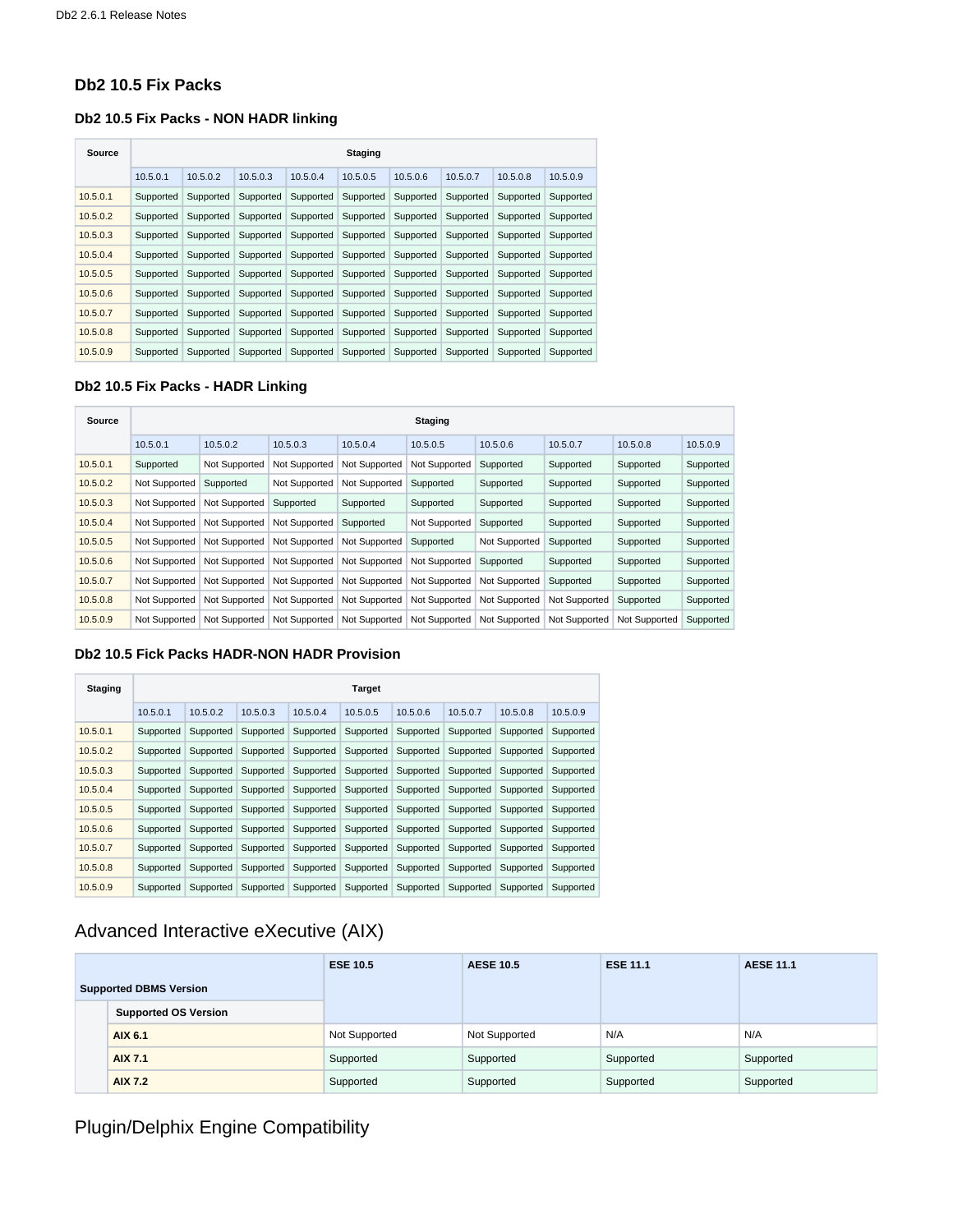### Db2 10.5 Fix Packs

#### Db2 10.5 Fix Packs - NON HADR linking

| Source | Staging | | | | | | | | |
|---|---|---|---|---|---|---|---|---|---|
| | 10.5.0.1 | 10.5.0.2 | 10.5.0.3 | 10.5.0.4 | 10.5.0.5 | 10.5.0.6 | 10.5.0.7 | 10.5.0.8 | 10.5.0.9 |
| 10.5.0.1 | Supported | Supported | Supported | Supported | Supported | Supported | Supported | Supported | Supported |
| 10.5.0.2 | Supported | Supported | Supported | Supported | Supported | Supported | Supported | Supported | Supported |
| 10.5.0.3 | Supported | Supported | Supported | Supported | Supported | Supported | Supported | Supported | Supported |
| 10.5.0.4 | Supported | Supported | Supported | Supported | Supported | Supported | Supported | Supported | Supported |
| 10.5.0.5 | Supported | Supported | Supported | Supported | Supported | Supported | Supported | Supported | Supported |
| 10.5.0.6 | Supported | Supported | Supported | Supported | Supported | Supported | Supported | Supported | Supported |
| 10.5.0.7 | Supported | Supported | Supported | Supported | Supported | Supported | Supported | Supported | Supported |
| 10.5.0.8 | Supported | Supported | Supported | Supported | Supported | Supported | Supported | Supported | Supported |
| 10.5.0.9 | Supported | Supported | Supported | Supported | Supported | Supported | Supported | Supported | Supported |

#### Db2 10.5 Fix Packs - HADR Linking

| Source | Staging | | | | | | | | |
|---|---|---|---|---|---|---|---|---|---|
| | 10.5.0.1 | 10.5.0.2 | 10.5.0.3 | 10.5.0.4 | 10.5.0.5 | 10.5.0.6 | 10.5.0.7 | 10.5.0.8 | 10.5.0.9 |
| 10.5.0.1 | Supported | Not Supported | Not Supported | Not Supported | Not Supported | Supported | Supported | Supported | Supported |
| 10.5.0.2 | Not Supported | Supported | Not Supported | Not Supported | Supported | Supported | Supported | Supported | Supported |
| 10.5.0.3 | Not Supported | Not Supported | Supported | Supported | Supported | Supported | Supported | Supported | Supported |
| 10.5.0.4 | Not Supported | Not Supported | Not Supported | Supported | Not Supported | Supported | Supported | Supported | Supported |
| 10.5.0.5 | Not Supported | Not Supported | Not Supported | Not Supported | Supported | Not Supported | Supported | Supported | Supported |
| 10.5.0.6 | Not Supported | Not Supported | Not Supported | Not Supported | Not Supported | Supported | Supported | Supported | Supported |
| 10.5.0.7 | Not Supported | Not Supported | Not Supported | Not Supported | Not Supported | Not Supported | Supported | Supported | Supported |
| 10.5.0.8 | Not Supported | Not Supported | Not Supported | Not Supported | Not Supported | Not Supported | Not Supported | Supported | Supported |
| 10.5.0.9 | Not Supported | Not Supported | Not Supported | Not Supported | Not Supported | Not Supported | Not Supported | Not Supported | Supported |

#### Db2 10.5 Fick Packs HADR-NON HADR Provision

| Staging | Target | | | | | | | | |
|---|---|---|---|---|---|---|---|---|---|
| | 10.5.0.1 | 10.5.0.2 | 10.5.0.3 | 10.5.0.4 | 10.5.0.5 | 10.5.0.6 | 10.5.0.7 | 10.5.0.8 | 10.5.0.9 |
| 10.5.0.1 | Supported | Supported | Supported | Supported | Supported | Supported | Supported | Supported | Supported |
| 10.5.0.2 | Supported | Supported | Supported | Supported | Supported | Supported | Supported | Supported | Supported |
| 10.5.0.3 | Supported | Supported | Supported | Supported | Supported | Supported | Supported | Supported | Supported |
| 10.5.0.4 | Supported | Supported | Supported | Supported | Supported | Supported | Supported | Supported | Supported |
| 10.5.0.5 | Supported | Supported | Supported | Supported | Supported | Supported | Supported | Supported | Supported |
| 10.5.0.6 | Supported | Supported | Supported | Supported | Supported | Supported | Supported | Supported | Supported |
| 10.5.0.7 | Supported | Supported | Supported | Supported | Supported | Supported | Supported | Supported | Supported |
| 10.5.0.8 | Supported | Supported | Supported | Supported | Supported | Supported | Supported | Supported | Supported |
| 10.5.0.9 | Supported | Supported | Supported | Supported | Supported | Supported | Supported | Supported | Supported |

## Advanced Interactive eXecutive (AIX)

| Supported DBMS Version | ESE 10.5 | AESE 10.5 | ESE 11.1 | AESE 11.1 |
|---|---|---|---|---|
| **Supported OS Version** | | | | |
| **AIX 6.1** | Not Supported | Not Supported | N/A | N/A |
| **AIX 7.1** | Supported | Supported | Supported | Supported |
| **AIX 7.2** | Supported | Supported | Supported | Supported |

## Plugin/Delphix Engine Compatibility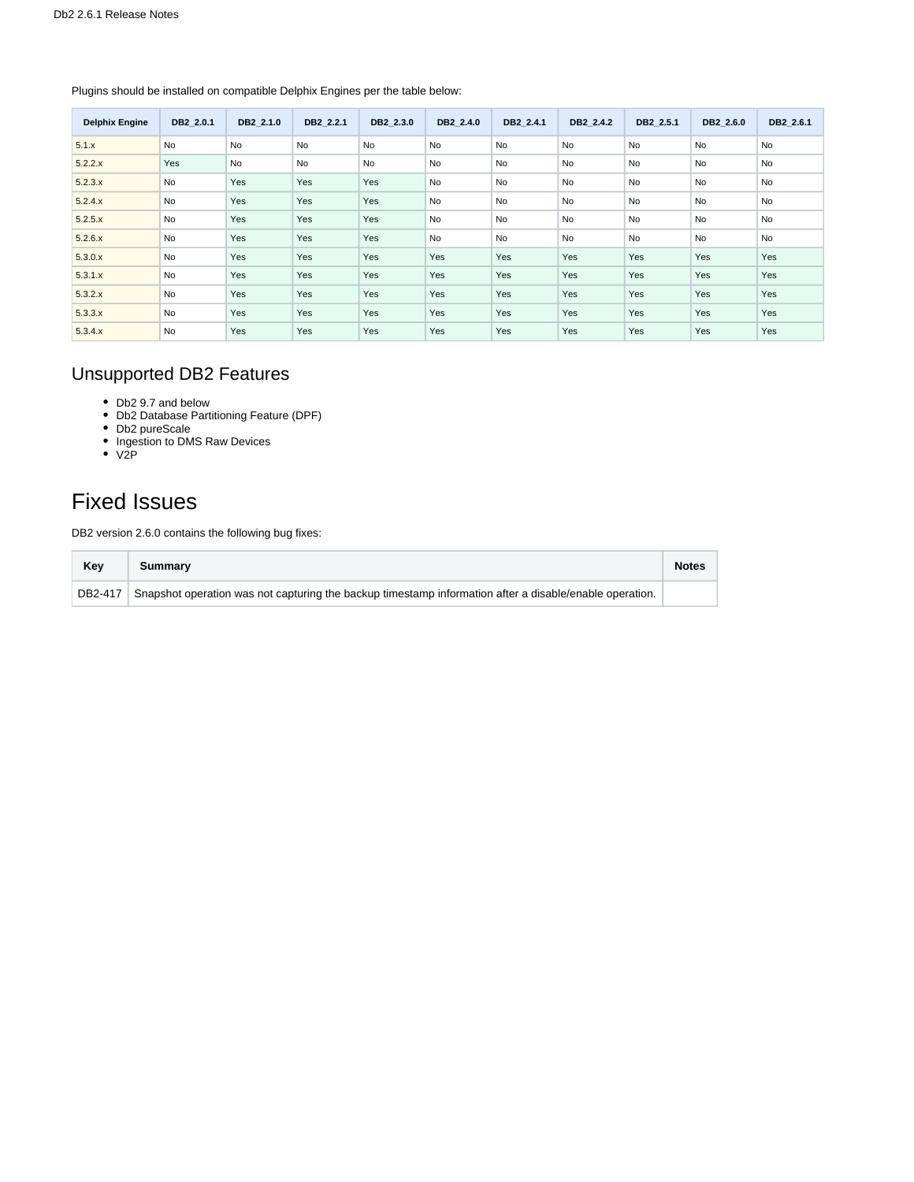Plugins should be installed on compatible Delphix Engines per the table below:

| Delphix Engine | DB2_2.0.1 | DB2_2.1.0 | DB2_2.2.1 | DB2_2.3.0 | DB2_2.4.0 | DB2_2.4.1 | DB2_2.4.2 | DB2_2.5.1 | DB2_2.6.0 | DB2_2.6.1 |
|---|---|---|---|---|---|---|---|---|---|---|
| 5.1.x | No | No | No | No | No | No | No | No | No | No |
| 5.2.2.x | Yes | No | No | No | No | No | No | No | No | No |
| 5.2.3.x | No | Yes | Yes | Yes | No | No | No | No | No | No |
| 5.2.4.x | No | Yes | Yes | Yes | No | No | No | No | No | No |
| 5.2.5.x | No | Yes | Yes | Yes | No | No | No | No | No | No |
| 5.2.6.x | No | Yes | Yes | Yes | No | No | No | No | No | No |
| 5.3.0.x | No | Yes | Yes | Yes | Yes | Yes | Yes | Yes | Yes | Yes |
| 5.3.1.x | No | Yes | Yes | Yes | Yes | Yes | Yes | Yes | Yes | Yes |
| 5.3.2.x | No | Yes | Yes | Yes | Yes | Yes | Yes | Yes | Yes | Yes |
| 5.3.3.x | No | Yes | Yes | Yes | Yes | Yes | Yes | Yes | Yes | Yes |
| 5.3.4.x | No | Yes | Yes | Yes | Yes | Yes | Yes | Yes | Yes | Yes |

## Unsupported DB2 Features

- Db2 9.7 and below
- Db2 Database Partitioning Feature (DPF)
- Db2 pureScale
- Ingestion to DMS Raw Devices
- V2P

# Fixed Issues

DB2 version 2.6.0 contains the following bug fixes:

| Key | Summary | Notes |
|---|---|---|
| DB2-417 | Snapshot operation was not capturing the backup timestamp information after a disable/enable operation. | |